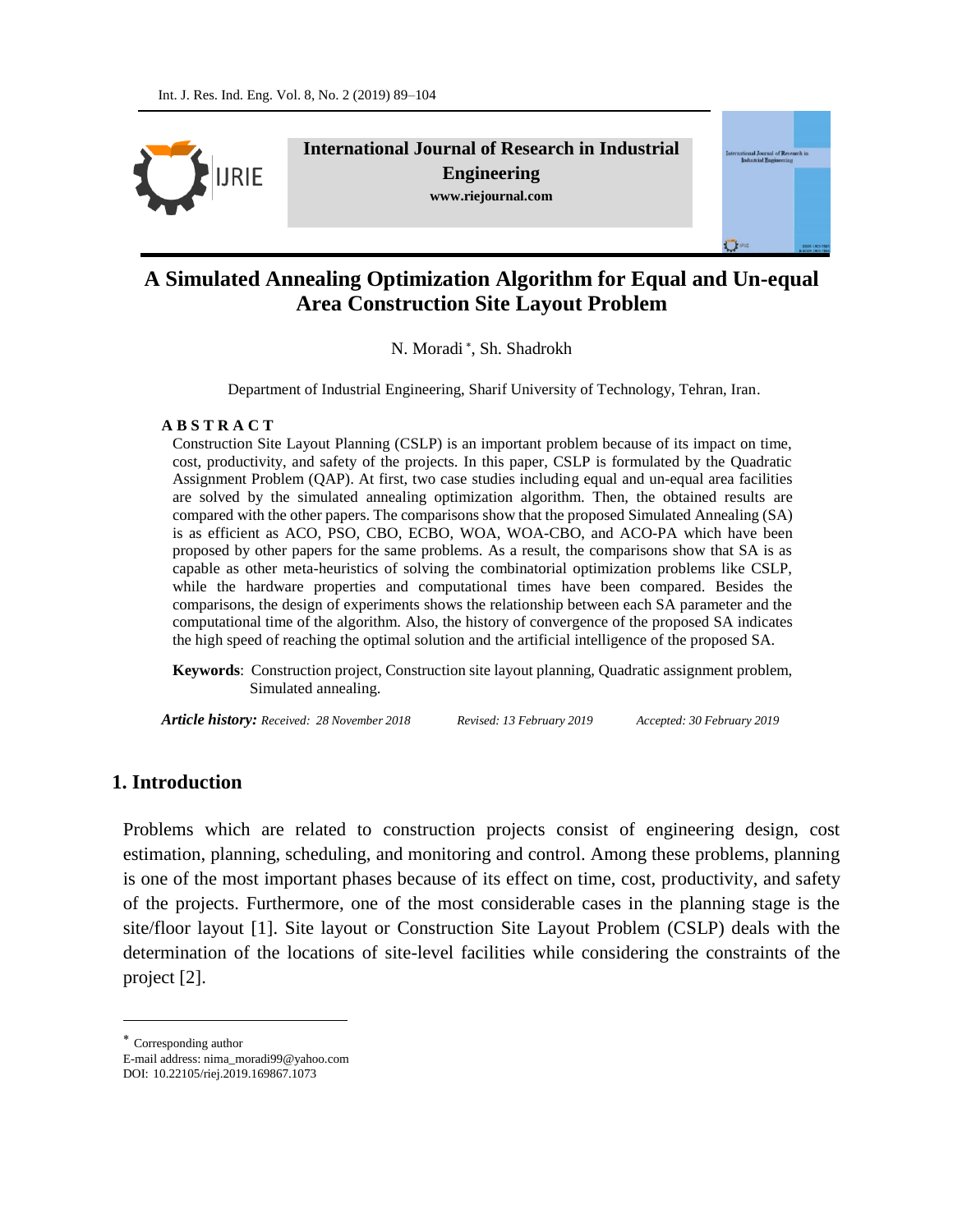# A Simulated Annealing Optimization Algorithm for Equal and Un-equal Area Construction Site Layout Problem

N. Moradi [*], Sh. Shadrokh

Department of Industrial Engineering, Sharif University of Technology, Tehran, Iran.

**A B S T R A C T**

Construction Site Layout Planning (CSLP) is an important problem because of its impact on time, cost, productivity, and safety of the projects. In this paper, CSLP is formulated by the Quadratic Assignment Problem (QAP). At first, two case studies including equal and un-equal area facilities are solved by the simulated annealing optimization algorithm. Then, the obtained results are compared with the other papers. The comparisons show that the proposed Simulated Annealing (SA) is as efficient as ACO, PSO, CBO, ECBO, WOA, WOA-CBO, and ACO-PA which have been proposed by other papers for the same problems. As a result, the comparisons show that SA is as capable as other meta-heuristics of solving the combinatorial optimization problems like CSLP, while the hardware properties and computational times have been compared. Besides the comparisons, the design of experiments shows the relationship between each SA parameter and the computational time of the algorithm. Also, the history of convergence of the proposed SA indicates the high speed of reaching the optimal solution and the artificial intelligence of the proposed SA.

**Keywords**: Construction project, Construction site layout planning, Quadratic assignment problem, Simulated annealing.

***Article history:*** *Received: 28 November 2018* *Revised: 13 February 2019* *Accepted: 30 February 2019*

## 1. Introduction

Problems which are related to construction projects consist of engineering design, cost estimation, planning, scheduling, and monitoring and control. Among these problems, planning is one of the most important phases because of its effect on time, cost, productivity, and safety of the projects. Furthermore, one of the most considerable cases in the planning stage is the site/floor layout [1]. Site layout or Construction Site Layout Problem (CSLP) deals with the determination of the locations of site-level facilities while considering the constraints of the project [2].

---

[*] Corresponding author
E-mail address: nima_moradi99@yahoo.com
DOI: 10.22105/riej.2019.169867.1073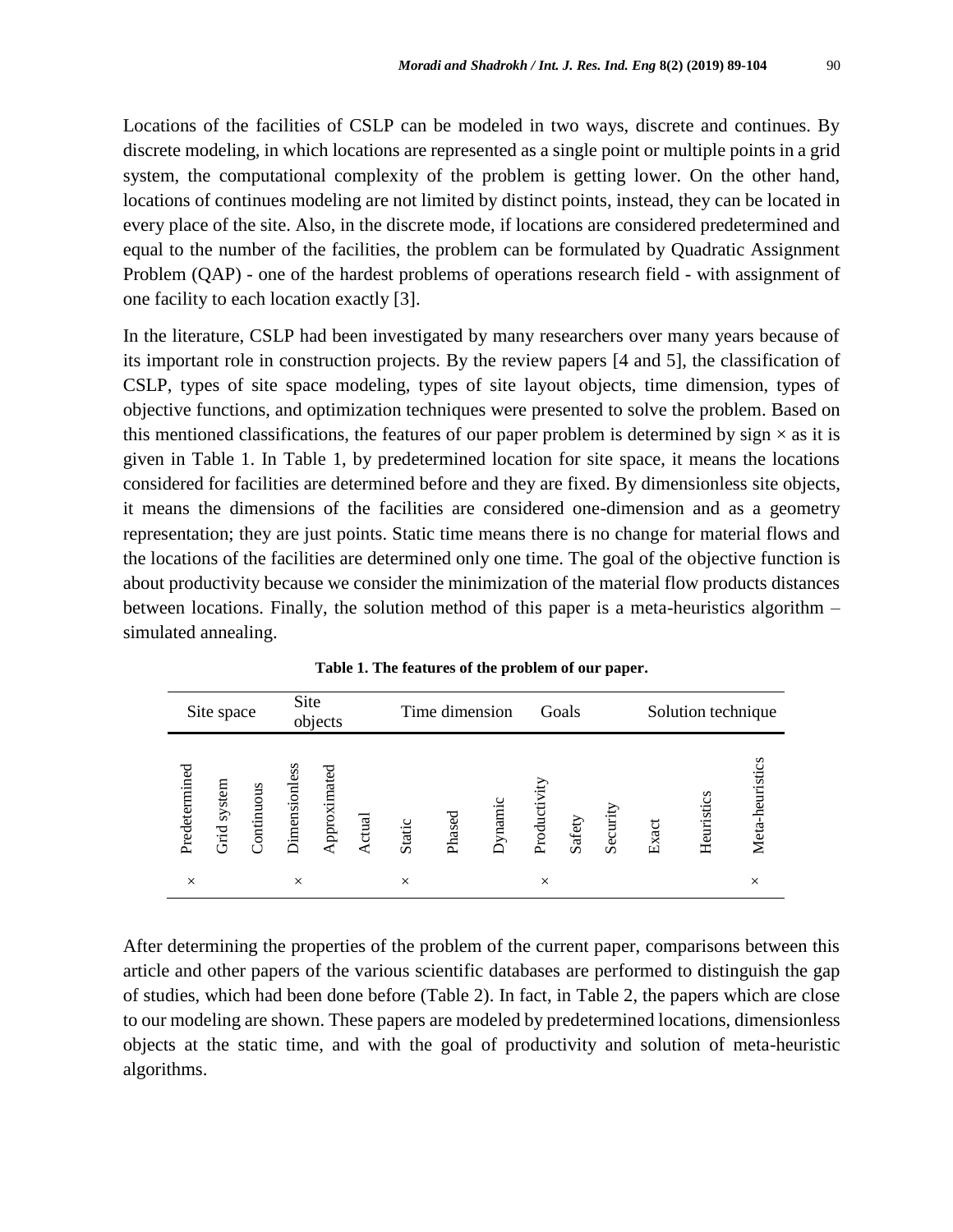Locations of the facilities of CSLP can be modeled in two ways, discrete and continues. By discrete modeling, in which locations are represented as a single point or multiple points in a grid system, the computational complexity of the problem is getting lower. On the other hand, locations of continues modeling are not limited by distinct points, instead, they can be located in every place of the site. Also, in the discrete mode, if locations are considered predetermined and equal to the number of the facilities, the problem can be formulated by Quadratic Assignment Problem (QAP) - one of the hardest problems of operations research field - with assignment of one facility to each location exactly [3].

In the literature, CSLP had been investigated by many researchers over many years because of its important role in construction projects. By the review papers [4 and 5], the classification of CSLP, types of site space modeling, types of site layout objects, time dimension, types of objective functions, and optimization techniques were presented to solve the problem. Based on this mentioned classifications, the features of our paper problem is determined by sign × as it is given in Table 1. In Table 1, by predetermined location for site space, it means the locations considered for facilities are determined before and they are fixed. By dimensionless site objects, it means the dimensions of the facilities are considered one-dimension and as a geometry representation; they are just points. Static time means there is no change for material flows and the locations of the facilities are determined only one time. The goal of the objective function is about productivity because we consider the minimization of the material flow products distances between locations. Finally, the solution method of this paper is a meta-heuristics algorithm – simulated annealing.

**Table 1. The features of the problem of our paper.**

| Site space | | | Site objects | | | Time dimension | | | Goals | | | Solution technique | | |
|---|---|---|---|---|---|---|---|---|---|---|---|---|---|---|
| Predetermined | Grid system | Continuous | Dimensionless | Approximated | Actual | Static | Phased | Dynamic | Productivity | Safety | Security | Exact | Heuristics | Meta-heuristics |
| × | | | × | | | × | | | × | | | | | × |

After determining the properties of the problem of the current paper, comparisons between this article and other papers of the various scientific databases are performed to distinguish the gap of studies, which had been done before (Table 2). In fact, in Table 2, the papers which are close to our modeling are shown. These papers are modeled by predetermined locations, dimensionless objects at the static time, and with the goal of productivity and solution of meta-heuristic algorithms.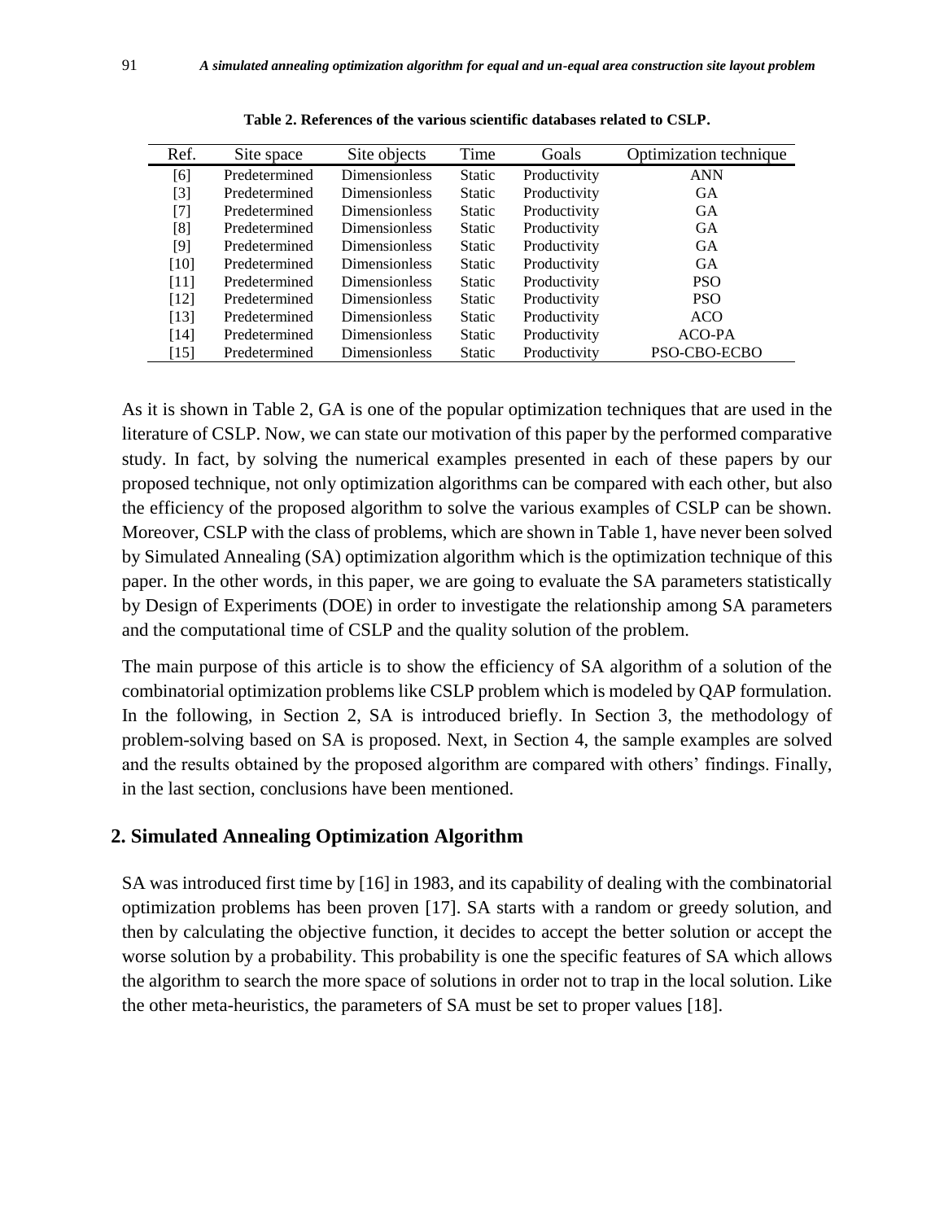**Table 2. References of the various scientific databases related to CSLP.**

| Ref. | Site space | Site objects | Time | Goals | Optimization technique |
|---|---|---|---|---|---|
| [6] | Predetermined | Dimensionless | Static | Productivity | ANN |
| [3] | Predetermined | Dimensionless | Static | Productivity | GA |
| [7] | Predetermined | Dimensionless | Static | Productivity | GA |
| [8] | Predetermined | Dimensionless | Static | Productivity | GA |
| [9] | Predetermined | Dimensionless | Static | Productivity | GA |
| [10] | Predetermined | Dimensionless | Static | Productivity | GA |
| [11] | Predetermined | Dimensionless | Static | Productivity | PSO |
| [12] | Predetermined | Dimensionless | Static | Productivity | PSO |
| [13] | Predetermined | Dimensionless | Static | Productivity | ACO |
| [14] | Predetermined | Dimensionless | Static | Productivity | ACO-PA |
| [15] | Predetermined | Dimensionless | Static | Productivity | PSO-CBO-ECBO |

As it is shown in Table 2, GA is one of the popular optimization techniques that are used in the literature of CSLP. Now, we can state our motivation of this paper by the performed comparative study. In fact, by solving the numerical examples presented in each of these papers by our proposed technique, not only optimization algorithms can be compared with each other, but also the efficiency of the proposed algorithm to solve the various examples of CSLP can be shown. Moreover, CSLP with the class of problems, which are shown in Table 1, have never been solved by Simulated Annealing (SA) optimization algorithm which is the optimization technique of this paper. In the other words, in this paper, we are going to evaluate the SA parameters statistically by Design of Experiments (DOE) in order to investigate the relationship among SA parameters and the computational time of CSLP and the quality solution of the problem.

The main purpose of this article is to show the efficiency of SA algorithm of a solution of the combinatorial optimization problems like CSLP problem which is modeled by QAP formulation. In the following, in Section 2, SA is introduced briefly. In Section 3, the methodology of problem-solving based on SA is proposed. Next, in Section 4, the sample examples are solved and the results obtained by the proposed algorithm are compared with others' findings. Finally, in the last section, conclusions have been mentioned.

## 2. Simulated Annealing Optimization Algorithm

SA was introduced first time by [16] in 1983, and its capability of dealing with the combinatorial optimization problems has been proven [17]. SA starts with a random or greedy solution, and then by calculating the objective function, it decides to accept the better solution or accept the worse solution by a probability. This probability is one the specific features of SA which allows the algorithm to search the more space of solutions in order not to trap in the local solution. Like the other meta-heuristics, the parameters of SA must be set to proper values [18].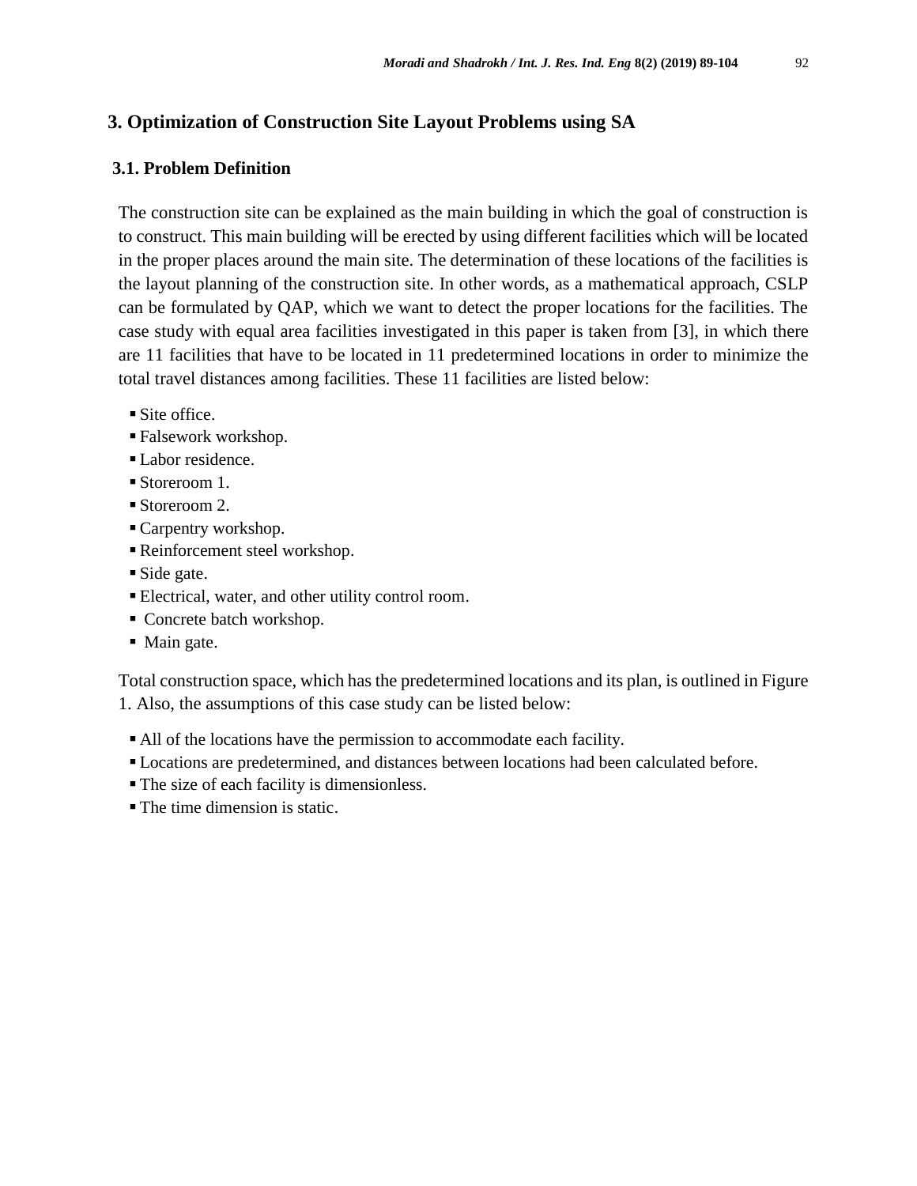## 3. Optimization of Construction Site Layout Problems using SA

### 3.1. Problem Definition

The construction site can be explained as the main building in which the goal of construction is to construct. This main building will be erected by using different facilities which will be located in the proper places around the main site. The determination of these locations of the facilities is the layout planning of the construction site. In other words, as a mathematical approach, CSLP can be formulated by QAP, which we want to detect the proper locations for the facilities. The case study with equal area facilities investigated in this paper is taken from [3], in which there are 11 facilities that have to be located in 11 predetermined locations in order to minimize the total travel distances among facilities. These 11 facilities are listed below:

- Site office.
- Falsework workshop.
- Labor residence.
- Storeroom 1.
- Storeroom 2.
- Carpentry workshop.
- Reinforcement steel workshop.
- Side gate.
- Electrical, water, and other utility control room.
- Concrete batch workshop.
- Main gate.

Total construction space, which has the predetermined locations and its plan, is outlined in Figure 1. Also, the assumptions of this case study can be listed below:

- All of the locations have the permission to accommodate each facility.
- Locations are predetermined, and distances between locations had been calculated before.
- The size of each facility is dimensionless.
- The time dimension is static.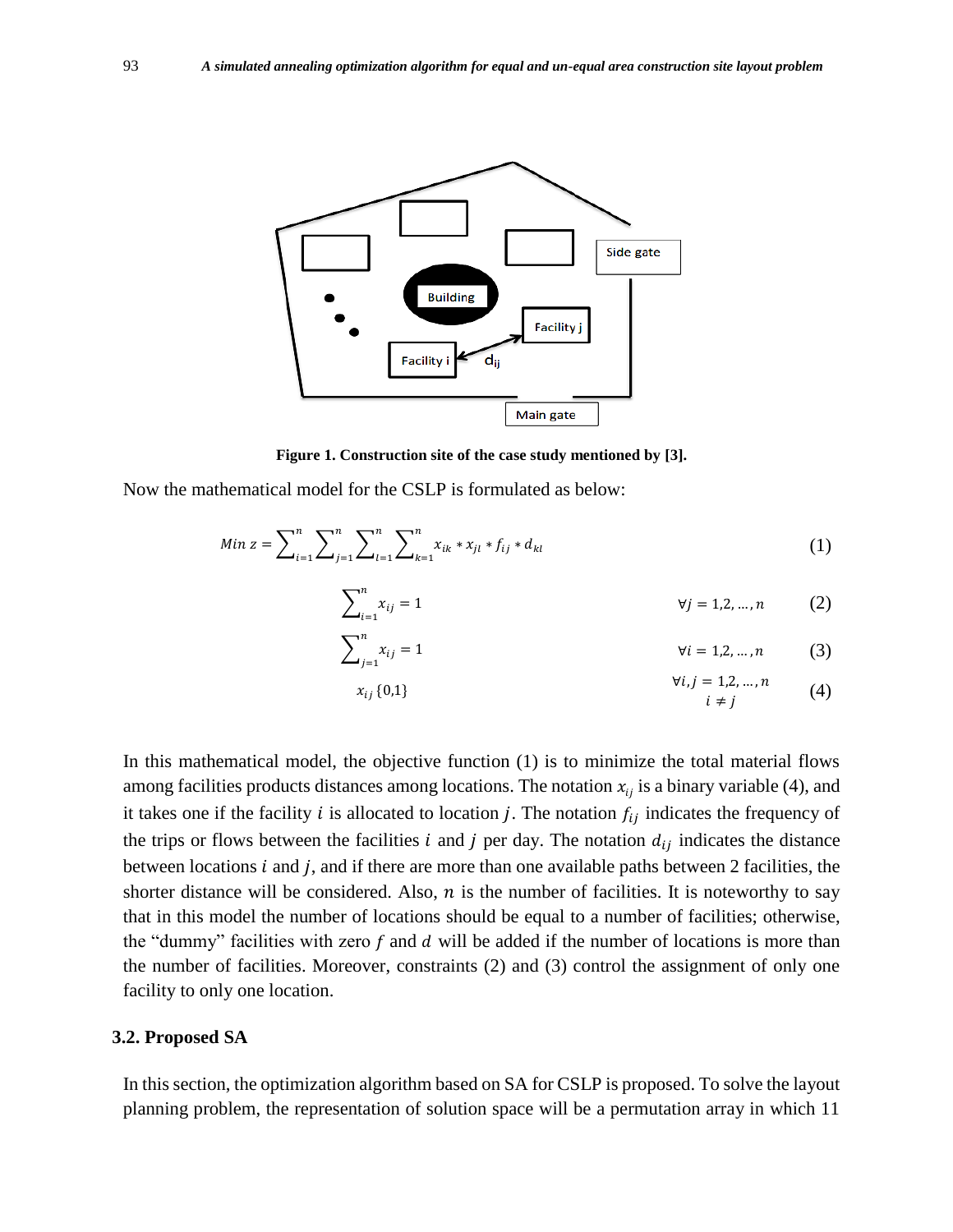Figure 1. Construction site of the case study mentioned by [3].

Now the mathematical model for the CSLP is formulated as below:

$$Min\ z = \sum_{i=1}^{n} \sum_{j=1}^{n} \sum_{l=1}^{n} \sum_{k=1}^{n} x_{ik} * x_{jl} * f_{ij} * d_{kl} \tag{1}$$

$$\sum_{i=1}^{n} x_{ij} = 1 \qquad \forall j = 1,2,\ldots,n \tag{2}$$

$$\sum_{j=1}^{n} x_{ij} = 1 \qquad \forall i = 1,2,\ldots,n \tag{3}$$

$$x_{ij}\,\{0,1\} \qquad \forall i,j = 1,2,\ldots,n \quad i \neq j \tag{4}$$

In this mathematical model, the objective function (1) is to minimize the total material flows among facilities products distances among locations. The notation $x_{ij}$ is a binary variable (4), and it takes one if the facility $i$ is allocated to location $j$. The notation $f_{ij}$ indicates the frequency of the trips or flows between the facilities $i$ and $j$ per day. The notation $d_{ij}$ indicates the distance between locations $i$ and $j$, and if there are more than one available paths between 2 facilities, the shorter distance will be considered. Also, $n$ is the number of facilities. It is noteworthy to say that in this model the number of locations should be equal to a number of facilities; otherwise, the "dummy" facilities with zero $f$ and $d$ will be added if the number of locations is more than the number of facilities. Moreover, constraints (2) and (3) control the assignment of only one facility to only one location.

### 3.2. Proposed SA

In this section, the optimization algorithm based on SA for CSLP is proposed. To solve the layout planning problem, the representation of solution space will be a permutation array in which 11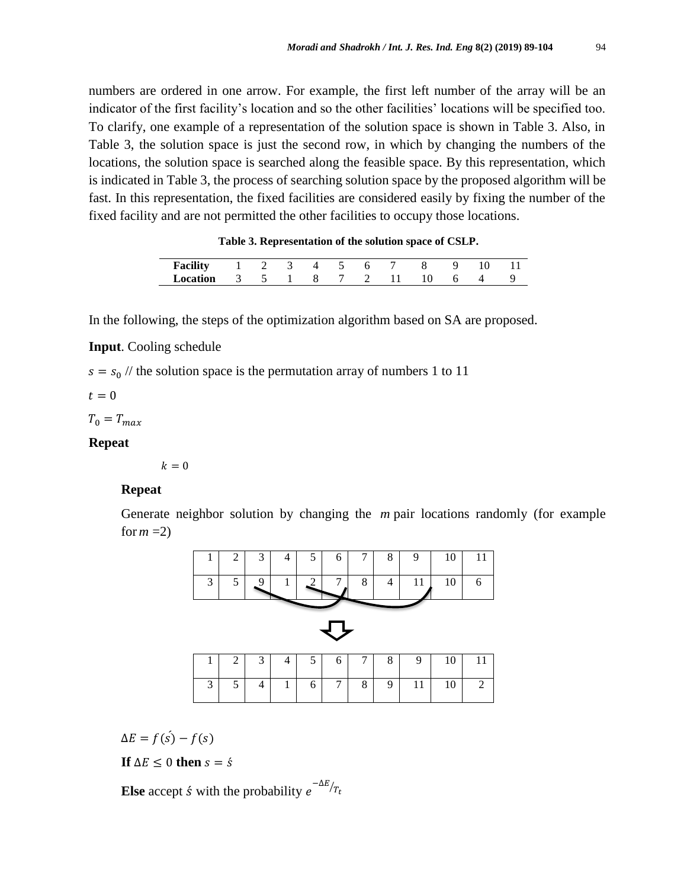numbers are ordered in one arrow. For example, the first left number of the array will be an indicator of the first facility's location and so the other facilities' locations will be specified too. To clarify, one example of a representation of the solution space is shown in Table 3. Also, in Table 3, the solution space is just the second row, in which by changing the numbers of the locations, the solution space is searched along the feasible space. By this representation, which is indicated in Table 3, the process of searching solution space by the proposed algorithm will be fast. In this representation, the fixed facilities are considered easily by fixing the number of the fixed facility and are not permitted the other facilities to occupy those locations.

**Table 3. Representation of the solution space of CSLP.**

| **Facility** | 1 | 2 | 3 | 4 | 5 | 6 | 7 | 8 | 9 | 10 | 11 |
|---|---|---|---|---|---|---|---|---|---|---|---|
| **Location** | 3 | 5 | 1 | 8 | 7 | 2 | 11 | 10 | 6 | 4 | 9 |

In the following, the steps of the optimization algorithm based on SA are proposed.

**Input**. Cooling schedule

$s = s_0$ // the solution space is the permutation array of numbers 1 to 11

$t = 0$

$T_0 = T_{max}$

**Repeat**

$k = 0$

**Repeat**

Generate neighbor solution by changing the $m$ pair locations randomly (for example for $m = 2$)

| 1 | 2 | 3 | 4 | 5 | 6 | 7 | 8 | 9 | 10 | 11 |
|---|---|---|---|---|---|---|---|---|---|---|
| 3 | 5 | 9 | 1 | 2 | 7 | 8 | 4 | 11 | 10 | 6 |

⇩

| 1 | 2 | 3 | 4 | 5 | 6 | 7 | 8 | 9 | 10 | 11 |
|---|---|---|---|---|---|---|---|---|---|---|
| 3 | 5 | 4 | 1 | 6 | 7 | 8 | 9 | 11 | 10 | 2 |

$\Delta E = f(\acute{s}) - f(s)$

**If** $\Delta E \leq 0$ **then** $s = \acute{s}$

**Else** accept $\acute{s}$ with the probability $e^{-\Delta E / T_t}$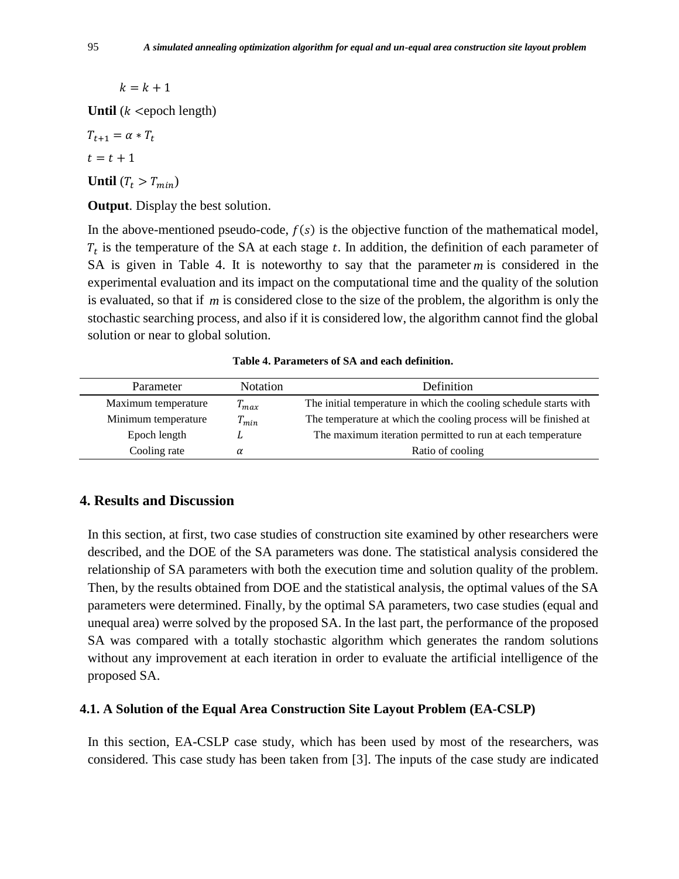$k = k + 1$

**Until** ($k$ <epoch length)

$T_{t+1} = \alpha * T_t$

$t = t + 1$

**Until** ($T_t > T_{min}$)

**Output**. Display the best solution.

In the above-mentioned pseudo-code, $f(s)$ is the objective function of the mathematical model, $T_t$ is the temperature of the SA at each stage $t$. In addition, the definition of each parameter of SA is given in Table 4. It is noteworthy to say that the parameter $m$ is considered in the experimental evaluation and its impact on the computational time and the quality of the solution is evaluated, so that if $m$ is considered close to the size of the problem, the algorithm is only the stochastic searching process, and also if it is considered low, the algorithm cannot find the global solution or near to global solution.

**Table 4. Parameters of SA and each definition.**

| Parameter | Notation | Definition |
|---|---|---|
| Maximum temperature | $T_{max}$ | The initial temperature in which the cooling schedule starts with |
| Minimum temperature | $T_{min}$ | The temperature at which the cooling process will be finished at |
| Epoch length | $L$ | The maximum iteration permitted to run at each temperature |
| Cooling rate | $\alpha$ | Ratio of cooling |

## 4. Results and Discussion

In this section, at first, two case studies of construction site examined by other researchers were described, and the DOE of the SA parameters was done. The statistical analysis considered the relationship of SA parameters with both the execution time and solution quality of the problem. Then, by the results obtained from DOE and the statistical analysis, the optimal values of the SA parameters were determined. Finally, by the optimal SA parameters, two case studies (equal and unequal area) werre solved by the proposed SA. In the last part, the performance of the proposed SA was compared with a totally stochastic algorithm which generates the random solutions without any improvement at each iteration in order to evaluate the artificial intelligence of the proposed SA.

### 4.1. A Solution of the Equal Area Construction Site Layout Problem (EA-CSLP)

In this section, EA-CSLP case study, which has been used by most of the researchers, was considered. This case study has been taken from [3]. The inputs of the case study are indicated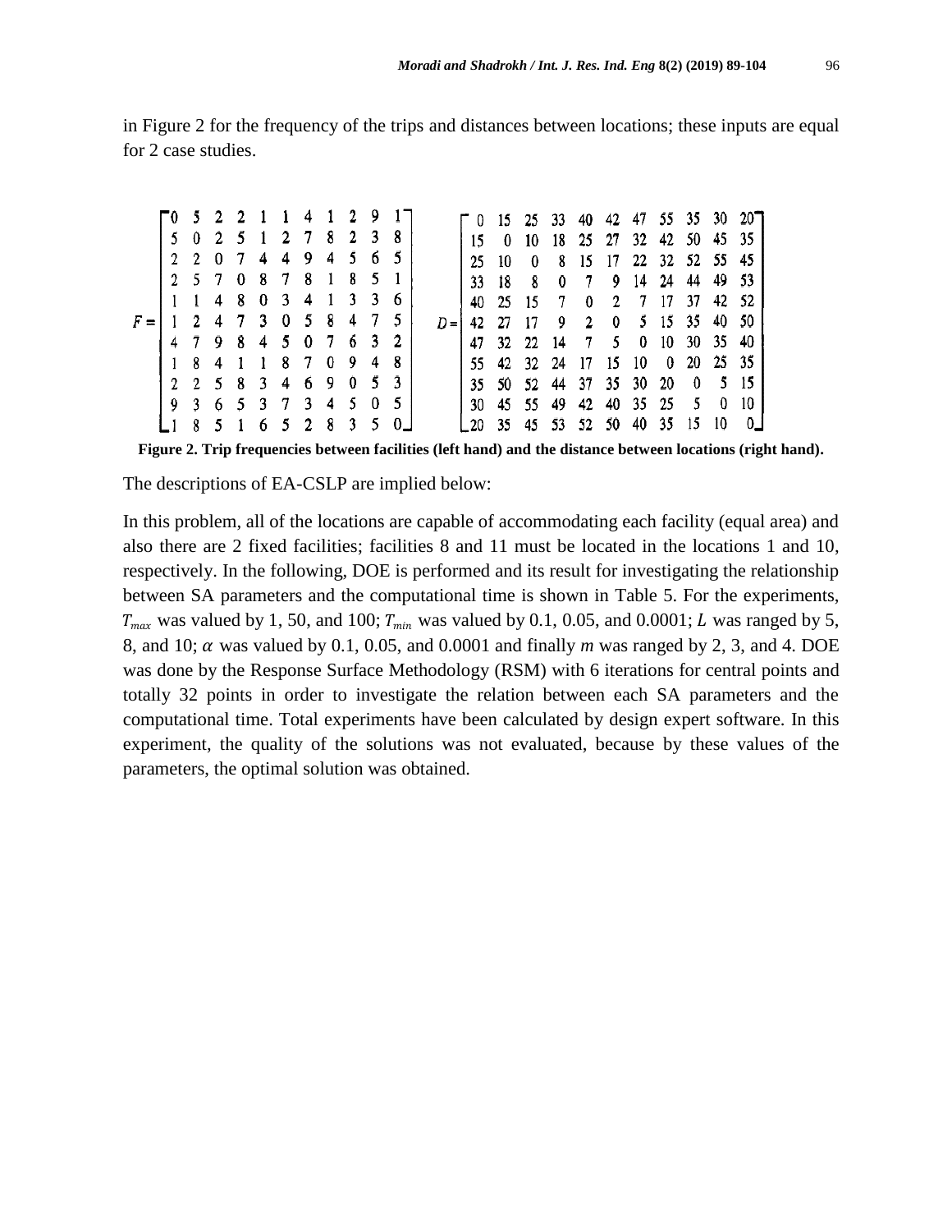in Figure 2 for the frequency of the trips and distances between locations; these inputs are equal for 2 case studies.

$$F=\begin{bmatrix} 0 & 5 & 2 & 2 & 1 & 1 & 4 & 1 & 2 & 9 & 1 \\ 5 & 0 & 2 & 5 & 1 & 2 & 7 & 8 & 2 & 3 & 8 \\ 2 & 2 & 0 & 7 & 4 & 4 & 9 & 4 & 5 & 6 & 5 \\ 2 & 5 & 7 & 0 & 8 & 7 & 8 & 1 & 8 & 5 & 1 \\ 1 & 1 & 4 & 8 & 0 & 3 & 4 & 1 & 3 & 3 & 6 \\ 1 & 2 & 4 & 7 & 3 & 0 & 5 & 8 & 4 & 7 & 5 \\ 4 & 7 & 9 & 8 & 4 & 5 & 0 & 7 & 6 & 3 & 2 \\ 1 & 8 & 4 & 1 & 1 & 8 & 7 & 0 & 9 & 4 & 8 \\ 2 & 2 & 5 & 8 & 3 & 4 & 6 & 9 & 0 & 5 & 3 \\ 9 & 3 & 6 & 5 & 3 & 7 & 3 & 4 & 5 & 0 & 5 \\ 1 & 8 & 5 & 1 & 6 & 5 & 2 & 8 & 3 & 5 & 0 \end{bmatrix} \quad D=\begin{bmatrix} 0 & 15 & 25 & 33 & 40 & 42 & 47 & 55 & 35 & 30 & 20 \\ 15 & 0 & 10 & 18 & 25 & 27 & 32 & 42 & 50 & 45 & 35 \\ 25 & 10 & 0 & 8 & 15 & 17 & 22 & 32 & 52 & 55 & 45 \\ 33 & 18 & 8 & 0 & 7 & 9 & 14 & 24 & 44 & 49 & 53 \\ 40 & 25 & 15 & 7 & 0 & 2 & 7 & 17 & 37 & 42 & 52 \\ 42 & 27 & 17 & 9 & 2 & 0 & 5 & 15 & 35 & 40 & 50 \\ 47 & 32 & 22 & 14 & 7 & 5 & 0 & 10 & 30 & 35 & 40 \\ 55 & 42 & 32 & 24 & 17 & 15 & 10 & 0 & 20 & 25 & 35 \\ 35 & 50 & 52 & 44 & 37 & 35 & 30 & 20 & 0 & 5 & 15 \\ 30 & 45 & 55 & 49 & 42 & 40 & 35 & 25 & 5 & 0 & 10 \\ 20 & 35 & 45 & 53 & 52 & 50 & 40 & 35 & 15 & 10 & 0 \end{bmatrix}$$

**Figure 2. Trip frequencies between facilities (left hand) and the distance between locations (right hand).**

The descriptions of EA-CSLP are implied below:

In this problem, all of the locations are capable of accommodating each facility (equal area) and also there are 2 fixed facilities; facilities 8 and 11 must be located in the locations 1 and 10, respectively. In the following, DOE is performed and its result for investigating the relationship between SA parameters and the computational time is shown in Table 5. For the experiments, $T_{max}$ was valued by 1, 50, and 100; $T_{min}$ was valued by 0.1, 0.05, and 0.0001; $L$ was ranged by 5, 8, and 10; $\alpha$ was valued by 0.1, 0.05, and 0.0001 and finally $m$ was ranged by 2, 3, and 4. DOE was done by the Response Surface Methodology (RSM) with 6 iterations for central points and totally 32 points in order to investigate the relation between each SA parameters and the computational time. Total experiments have been calculated by design expert software. In this experiment, the quality of the solutions was not evaluated, because by these values of the parameters, the optimal solution was obtained.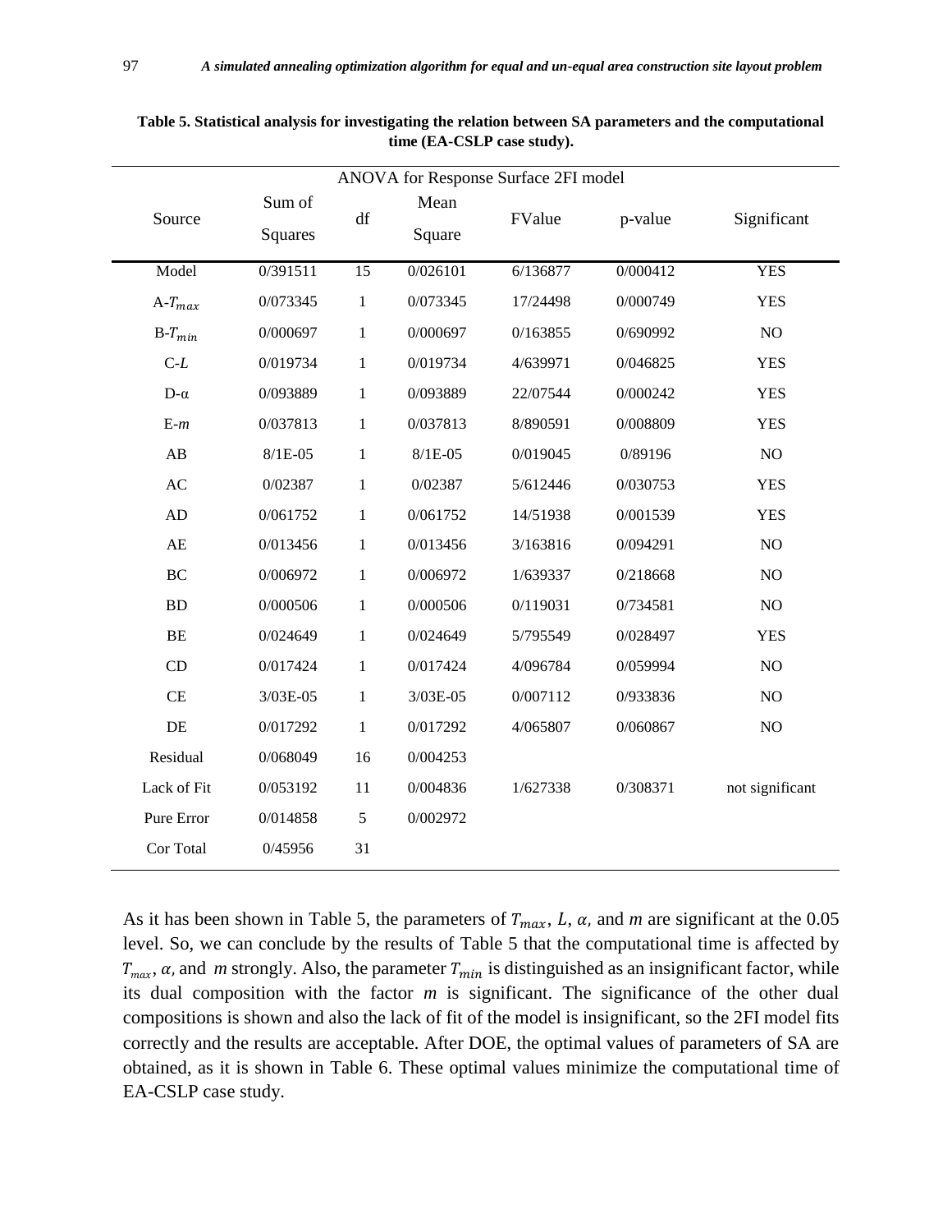**Table 5. Statistical analysis for investigating the relation between SA parameters and the computational time (EA-CSLP case study).**

| ANOVA for Response Surface 2FI model | | | | | | |
|---|---|---|---|---|---|---|
| Source | Sum of Squares | df | Mean Square | FValue | p-value | Significant |
| Model | 0/391511 | 15 | 0/026101 | 6/136877 | 0/000412 | YES |
| A-$T_{max}$ | 0/073345 | 1 | 0/073345 | 17/24498 | 0/000749 | YES |
| B-$T_{min}$ | 0/000697 | 1 | 0/000697 | 0/163855 | 0/690992 | NO |
| C-$L$ | 0/019734 | 1 | 0/019734 | 4/639971 | 0/046825 | YES |
| D-α | 0/093889 | 1 | 0/093889 | 22/07544 | 0/000242 | YES |
| E-$m$ | 0/037813 | 1 | 0/037813 | 8/890591 | 0/008809 | YES |
| AB | 8/1E-05 | 1 | 8/1E-05 | 0/019045 | 0/89196 | NO |
| AC | 0/02387 | 1 | 0/02387 | 5/612446 | 0/030753 | YES |
| AD | 0/061752 | 1 | 0/061752 | 14/51938 | 0/001539 | YES |
| AE | 0/013456 | 1 | 0/013456 | 3/163816 | 0/094291 | NO |
| BC | 0/006972 | 1 | 0/006972 | 1/639337 | 0/218668 | NO |
| BD | 0/000506 | 1 | 0/000506 | 0/119031 | 0/734581 | NO |
| BE | 0/024649 | 1 | 0/024649 | 5/795549 | 0/028497 | YES |
| CD | 0/017424 | 1 | 0/017424 | 4/096784 | 0/059994 | NO |
| CE | 3/03E-05 | 1 | 3/03E-05 | 0/007112 | 0/933836 | NO |
| DE | 0/017292 | 1 | 0/017292 | 4/065807 | 0/060867 | NO |
| Residual | 0/068049 | 16 | 0/004253 | | | |
| Lack of Fit | 0/053192 | 11 | 0/004836 | 1/627338 | 0/308371 | not significant |
| Pure Error | 0/014858 | 5 | 0/002972 | | | |
| Cor Total | 0/45956 | 31 | | | | |

As it has been shown in Table 5, the parameters of $T_{max}$, $L$, $\alpha$, and $m$ are significant at the 0.05 level. So, we can conclude by the results of Table 5 that the computational time is affected by $T_{max}$, $\alpha$, and $m$ strongly. Also, the parameter $T_{min}$ is distinguished as an insignificant factor, while its dual composition with the factor $m$ is significant. The significance of the other dual compositions is shown and also the lack of fit of the model is insignificant, so the 2FI model fits correctly and the results are acceptable. After DOE, the optimal values of parameters of SA are obtained, as it is shown in Table 6. These optimal values minimize the computational time of EA-CSLP case study.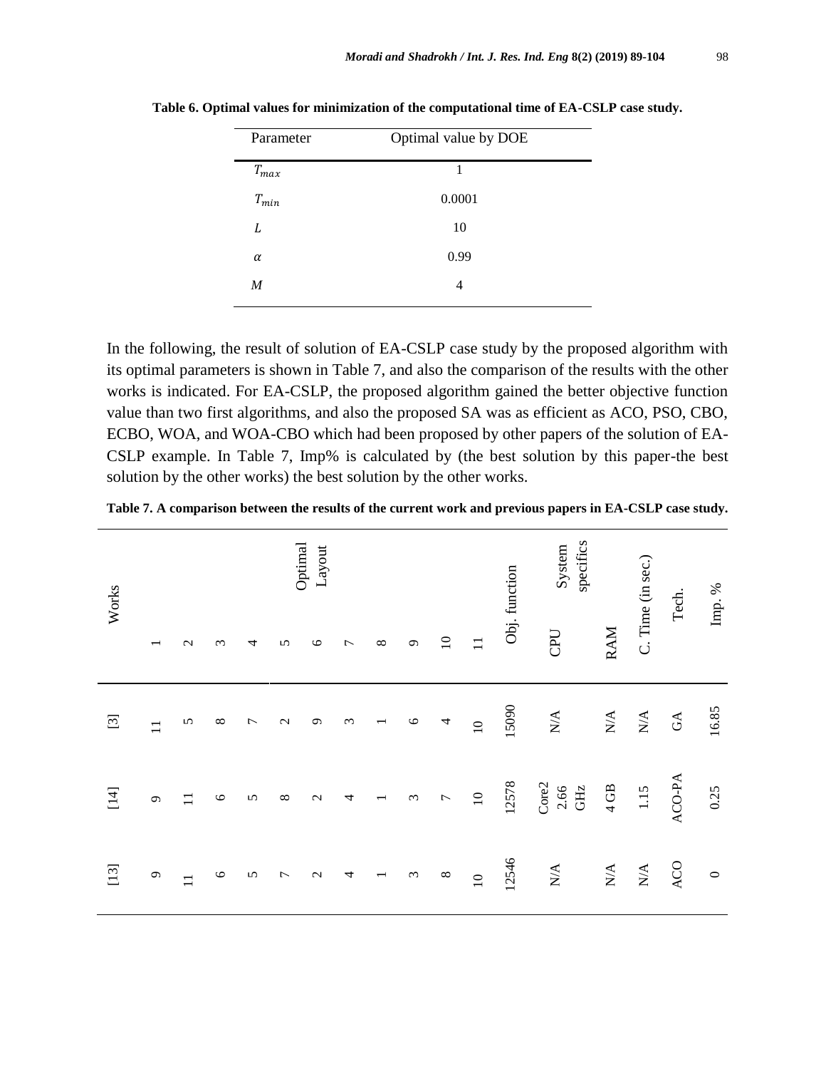**Table 6. Optimal values for minimization of the computational time of EA-CSLP case study.**

| Parameter | Optimal value by DOE |
|---|---|
| $T_{max}$ | 1 |
| $T_{min}$ | 0.0001 |
| $L$ | 10 |
| $\alpha$ | 0.99 |
| $M$ | 4 |

In the following, the result of solution of EA-CSLP case study by the proposed algorithm with its optimal parameters is shown in Table 7, and also the comparison of the results with the other works is indicated. For EA-CSLP, the proposed algorithm gained the better objective function value than two first algorithms, and also the proposed SA was as efficient as ACO, PSO, CBO, ECBO, WOA, and WOA-CBO which had been proposed by other papers of the solution of EA-CSLP example. In Table 7, Imp% is calculated by (the best solution by this paper-the best solution by the other works) the best solution by the other works.

**Table 7. A comparison between the results of the current work and previous papers in EA-CSLP case study.**

| Works | Optimal Layout | | | | | | | | | | | Obj. function | System specifics | | C. Time (in sec.) | Tech. | Imp. % |
|---|---|---|---|---|---|---|---|---|---|---|---|---|---|---|---|---|---|
| | 1 | 2 | 3 | 4 | 5 | 6 | 7 | 8 | 9 | 10 | 11 | | CPU | RAM | | | |
| [3] | 11 | 5 | 8 | 7 | 2 | 9 | 3 | 1 | 6 | 4 | 10 | 15090 | N/A | N/A | N/A | GA | 16.85 |
| [14] | 9 | 11 | 6 | 5 | 8 | 2 | 4 | 1 | 3 | 7 | 10 | 12578 | Core2 2.66 GHz | 4 GB | 1.15 | ACO-PA | 0.25 |
| [13] | 9 | 11 | 6 | 5 | 7 | 2 | 4 | 1 | 3 | 8 | 10 | 12546 | N/A | N/A | N/A | ACO | 0 |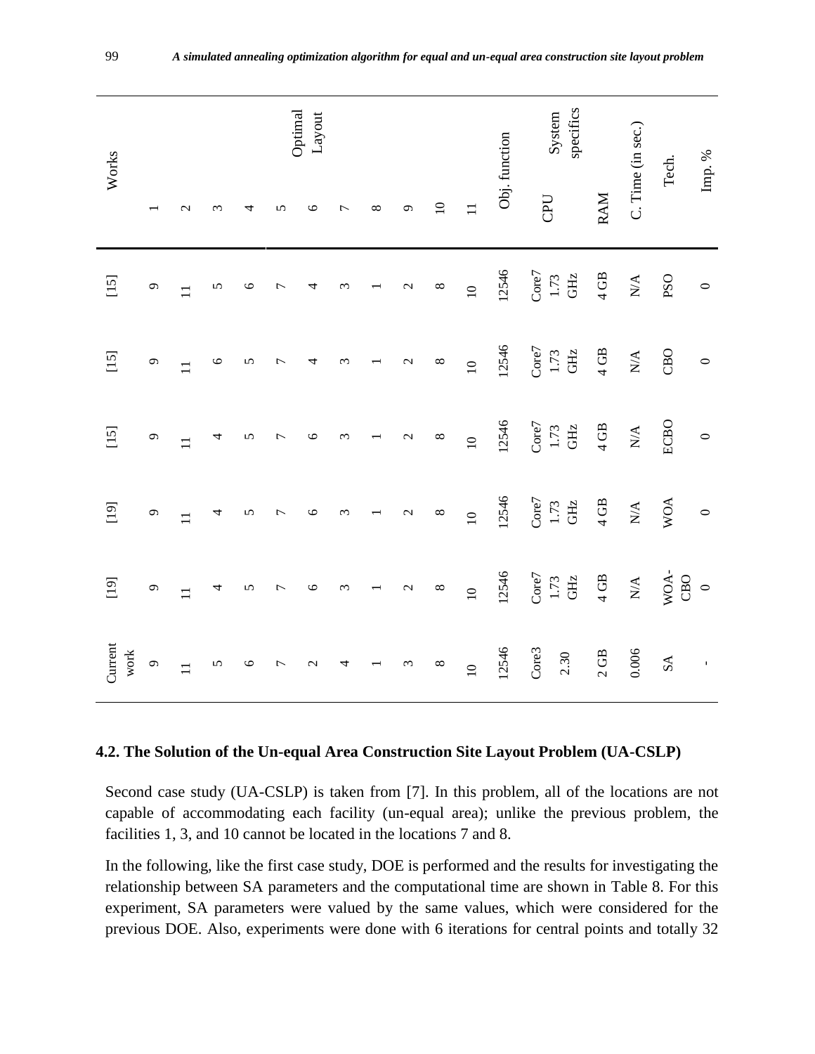| Works | [15] | [15] | [15] | [19] | [19] | Current work |
|---|---|---|---|---|---|---|
| Optimal Layout 1 | 9 | 9 | 9 | 9 | 9 | 9 |
| 2 | 11 | 11 | 11 | 11 | 11 | 11 |
| 3 | 5 | 6 | 4 | 4 | 4 | 5 |
| 4 | 6 | 5 | 5 | 5 | 5 | 6 |
| 5 | 7 | 7 | 7 | 7 | 7 | 7 |
| 6 | 4 | 4 | 6 | 6 | 6 | 2 |
| 7 | 3 | 3 | 3 | 3 | 3 | 4 |
| 8 | 1 | 1 | 1 | 1 | 1 | 1 |
| 9 | 2 | 2 | 2 | 2 | 2 | 3 |
| 10 | 8 | 8 | 8 | 8 | 8 | 8 |
| 11 | 10 | 10 | 10 | 10 | 10 | 10 |
| Obj. function | 12546 | 12546 | 12546 | 12546 | 12546 | 12546 |
| System specifics CPU | Core7 1.73 GHz | Core7 1.73 GHz | Core7 1.73 GHz | Core7 1.73 GHz | Core7 1.73 GHz | Core3 2.30 |
| RAM | 4 GB | 4 GB | 4 GB | 4 GB | 4 GB | 2 GB |
| C. Time (in sec.) | N/A | N/A | N/A | N/A | N/A | 0.006 |
| Tech. | PSO | CBO | ECBO | WOA | WOA-CBO | SA |
| Imp. % | 0 | 0 | 0 | 0 | 0 | - |

### 4.2. The Solution of the Un-equal Area Construction Site Layout Problem (UA-CSLP)

Second case study (UA-CSLP) is taken from [7]. In this problem, all of the locations are not capable of accommodating each facility (un-equal area); unlike the previous problem, the facilities 1, 3, and 10 cannot be located in the locations 7 and 8.

In the following, like the first case study, DOE is performed and the results for investigating the relationship between SA parameters and the computational time are shown in Table 8. For this experiment, SA parameters were valued by the same values, which were considered for the previous DOE. Also, experiments were done with 6 iterations for central points and totally 32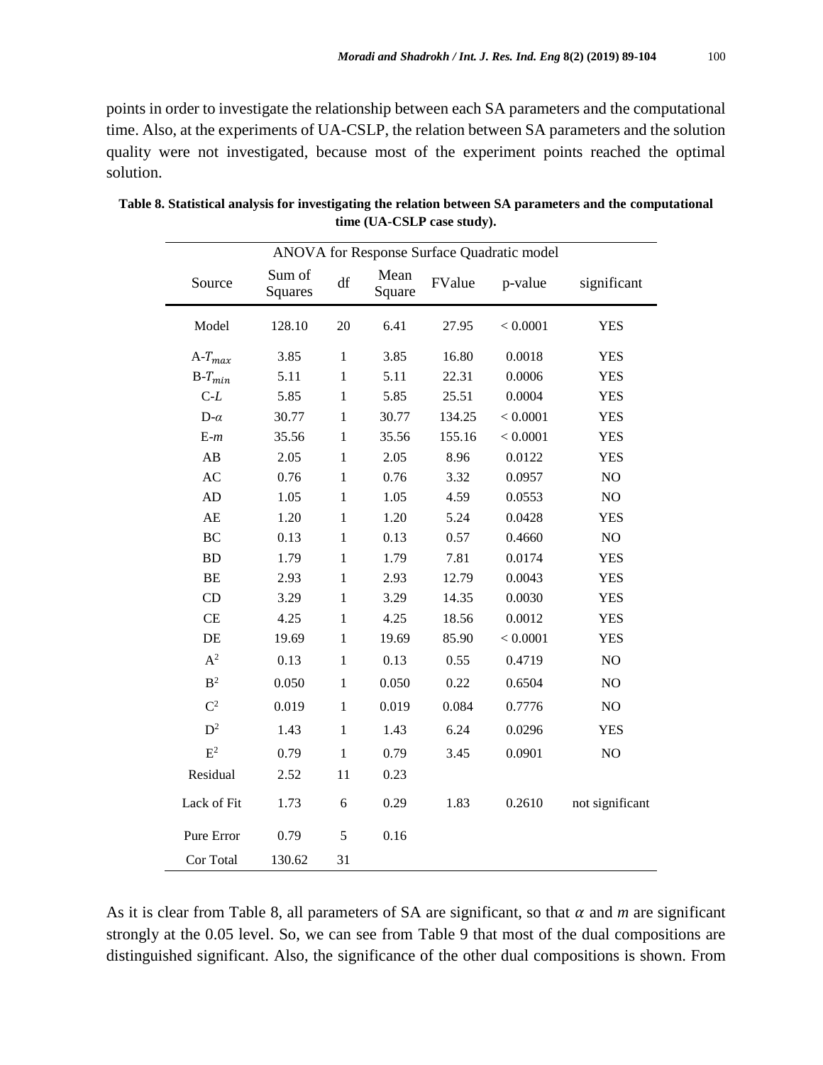points in order to investigate the relationship between each SA parameters and the computational time. Also, at the experiments of UA-CSLP, the relation between SA parameters and the solution quality were not investigated, because most of the experiment points reached the optimal solution.

**Table 8. Statistical analysis for investigating the relation between SA parameters and the computational time (UA-CSLP case study).**

| ANOVA for Response Surface Quadratic model | | | | | | |
|---|---|---|---|---|---|---|
| Source | Sum of Squares | df | Mean Square | FValue | p-value | significant |
| Model | 128.10 | 20 | 6.41 | 27.95 | < 0.0001 | YES |
| A-$T_{max}$ | 3.85 | 1 | 3.85 | 16.80 | 0.0018 | YES |
| B-$T_{min}$ | 5.11 | 1 | 5.11 | 22.31 | 0.0006 | YES |
| C-$L$ | 5.85 | 1 | 5.85 | 25.51 | 0.0004 | YES |
| D-$\alpha$ | 30.77 | 1 | 30.77 | 134.25 | < 0.0001 | YES |
| E-$m$ | 35.56 | 1 | 35.56 | 155.16 | < 0.0001 | YES |
| AB | 2.05 | 1 | 2.05 | 8.96 | 0.0122 | YES |
| AC | 0.76 | 1 | 0.76 | 3.32 | 0.0957 | NO |
| AD | 1.05 | 1 | 1.05 | 4.59 | 0.0553 | NO |
| AE | 1.20 | 1 | 1.20 | 5.24 | 0.0428 | YES |
| BC | 0.13 | 1 | 0.13 | 0.57 | 0.4660 | NO |
| BD | 1.79 | 1 | 1.79 | 7.81 | 0.0174 | YES |
| BE | 2.93 | 1 | 2.93 | 12.79 | 0.0043 | YES |
| CD | 3.29 | 1 | 3.29 | 14.35 | 0.0030 | YES |
| CE | 4.25 | 1 | 4.25 | 18.56 | 0.0012 | YES |
| DE | 19.69 | 1 | 19.69 | 85.90 | < 0.0001 | YES |
| $A^2$ | 0.13 | 1 | 0.13 | 0.55 | 0.4719 | NO |
| $B^2$ | 0.050 | 1 | 0.050 | 0.22 | 0.6504 | NO |
| $C^2$ | 0.019 | 1 | 0.019 | 0.084 | 0.7776 | NO |
| $D^2$ | 1.43 | 1 | 1.43 | 6.24 | 0.0296 | YES |
| $E^2$ | 0.79 | 1 | 0.79 | 3.45 | 0.0901 | NO |
| Residual | 2.52 | 11 | 0.23 | | | |
| Lack of Fit | 1.73 | 6 | 0.29 | 1.83 | 0.2610 | not significant |
| Pure Error | 0.79 | 5 | 0.16 | | | |
| Cor Total | 130.62 | 31 | | | | |

As it is clear from Table 8, all parameters of SA are significant, so that $\alpha$ and $m$ are significant strongly at the 0.05 level. So, we can see from Table 9 that most of the dual compositions are distinguished significant. Also, the significance of the other dual compositions is shown. From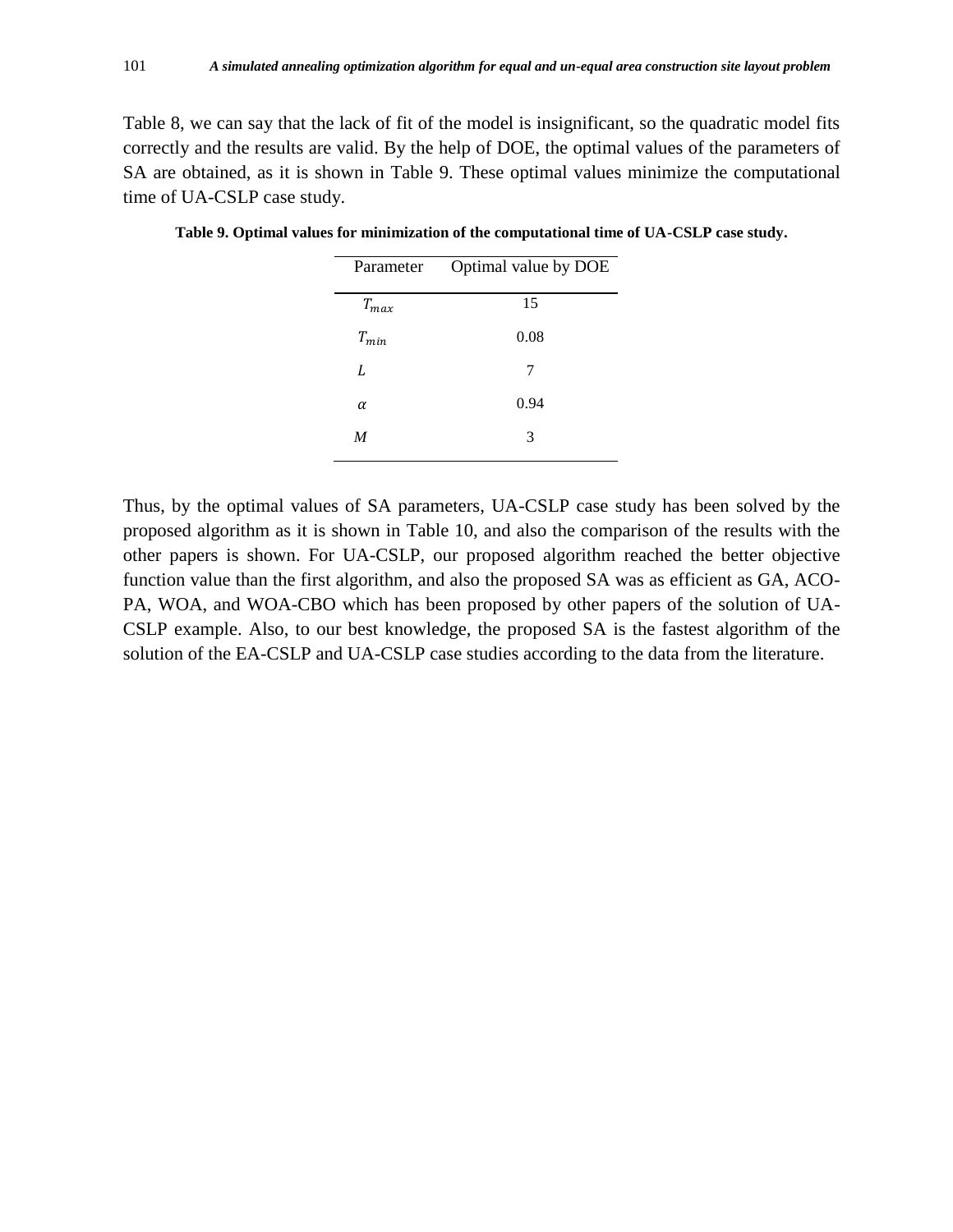Table 8, we can say that the lack of fit of the model is insignificant, so the quadratic model fits correctly and the results are valid. By the help of DOE, the optimal values of the parameters of SA are obtained, as it is shown in Table 9. These optimal values minimize the computational time of UA-CSLP case study.

**Table 9. Optimal values for minimization of the computational time of UA-CSLP case study.**

| Parameter | Optimal value by DOE |
|---|---|
| $T_{max}$ | 15 |
| $T_{min}$ | 0.08 |
| $L$ | 7 |
| $\alpha$ | 0.94 |
| $M$ | 3 |

Thus, by the optimal values of SA parameters, UA-CSLP case study has been solved by the proposed algorithm as it is shown in Table 10, and also the comparison of the results with the other papers is shown. For UA-CSLP, our proposed algorithm reached the better objective function value than the first algorithm, and also the proposed SA was as efficient as GA, ACO-PA, WOA, and WOA-CBO which has been proposed by other papers of the solution of UA-CSLP example. Also, to our best knowledge, the proposed SA is the fastest algorithm of the solution of the EA-CSLP and UA-CSLP case studies according to the data from the literature.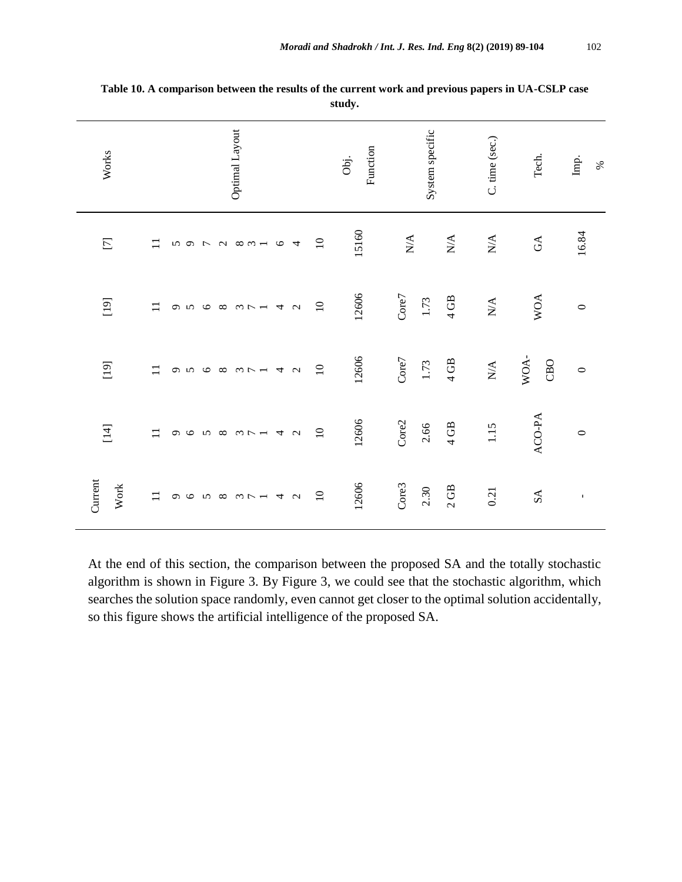**Table 10. A comparison between the results of the current work and previous papers in UA-CSLP case study.**

| Works | Optimal Layout | Obj. Function | System specific | C. time (sec.) | Tech. | Imp. % |
|---|---|---|---|---|---|---|
| [7] | 11 5 9 7 2 8 3 1 6 4 10 | 15160 | N/A N/A | N/A | GA | 16.84 |
| [19] | 11 9 5 6 8 3 7 1 4 2 10 | 12606 | Core7 1.73 4 GB | N/A | WOA | 0 |
| [19] | 11 9 5 6 8 3 7 1 4 2 10 | 12606 | Core7 1.73 4 GB | N/A | WOA-CBO | 0 |
| [14] | 11 9 6 5 8 3 7 1 4 2 10 | 12606 | Core2 2.66 4 GB | 1.15 | ACO-PA | 0 |
| Current Work | 11 9 6 5 8 3 7 1 4 2 10 | 12606 | Core3 2.30 2 GB | 0.21 | SA | - |

At the end of this section, the comparison between the proposed SA and the totally stochastic algorithm is shown in Figure 3. By Figure 3, we could see that the stochastic algorithm, which searches the solution space randomly, even cannot get closer to the optimal solution accidentally, so this figure shows the artificial intelligence of the proposed SA.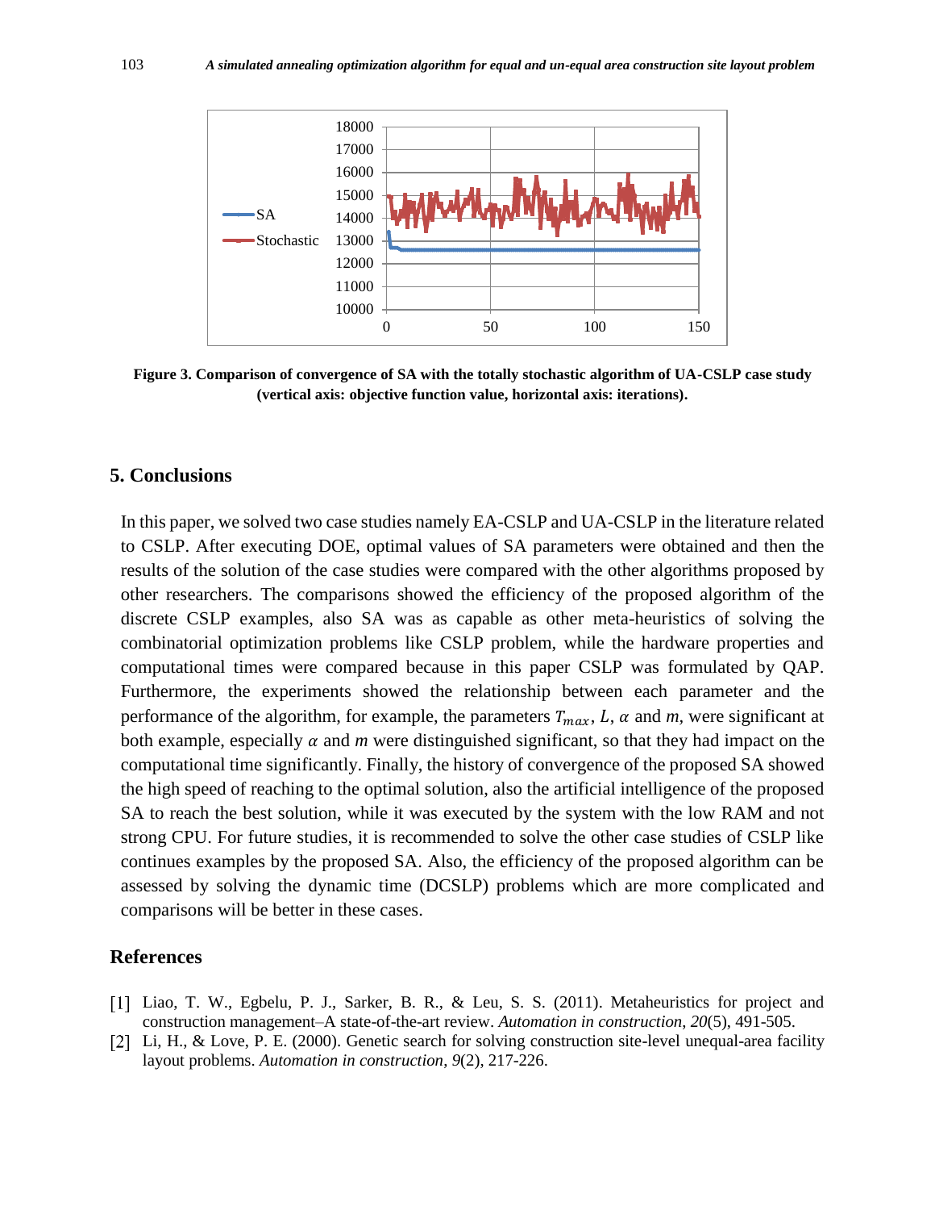Figure 3. Comparison of convergence of SA with the totally stochastic algorithm of UA-CSLP case study (vertical axis: objective function value, horizontal axis: iterations).

## 5. Conclusions

In this paper, we solved two case studies namely EA-CSLP and UA-CSLP in the literature related to CSLP. After executing DOE, optimal values of SA parameters were obtained and then the results of the solution of the case studies were compared with the other algorithms proposed by other researchers. The comparisons showed the efficiency of the proposed algorithm of the discrete CSLP examples, also SA was as capable as other meta-heuristics of solving the combinatorial optimization problems like CSLP problem, while the hardware properties and computational times were compared because in this paper CSLP was formulated by QAP. Furthermore, the experiments showed the relationship between each parameter and the performance of the algorithm, for example, the parameters $T_{max}$, $L$, $\alpha$ and $m$, were significant at both example, especially $\alpha$ and $m$ were distinguished significant, so that they had impact on the computational time significantly. Finally, the history of convergence of the proposed SA showed the high speed of reaching to the optimal solution, also the artificial intelligence of the proposed SA to reach the best solution, while it was executed by the system with the low RAM and not strong CPU. For future studies, it is recommended to solve the other case studies of CSLP like continues examples by the proposed SA. Also, the efficiency of the proposed algorithm can be assessed by solving the dynamic time (DCSLP) problems which are more complicated and comparisons will be better in these cases.

## References

[1] Liao, T. W., Egbelu, P. J., Sarker, B. R., & Leu, S. S. (2011). Metaheuristics for project and construction management–A state-of-the-art review. *Automation in construction*, *20*(5), 491-505.

[2] Li, H., & Love, P. E. (2000). Genetic search for solving construction site-level unequal-area facility layout problems. *Automation in construction*, *9*(2), 217-226.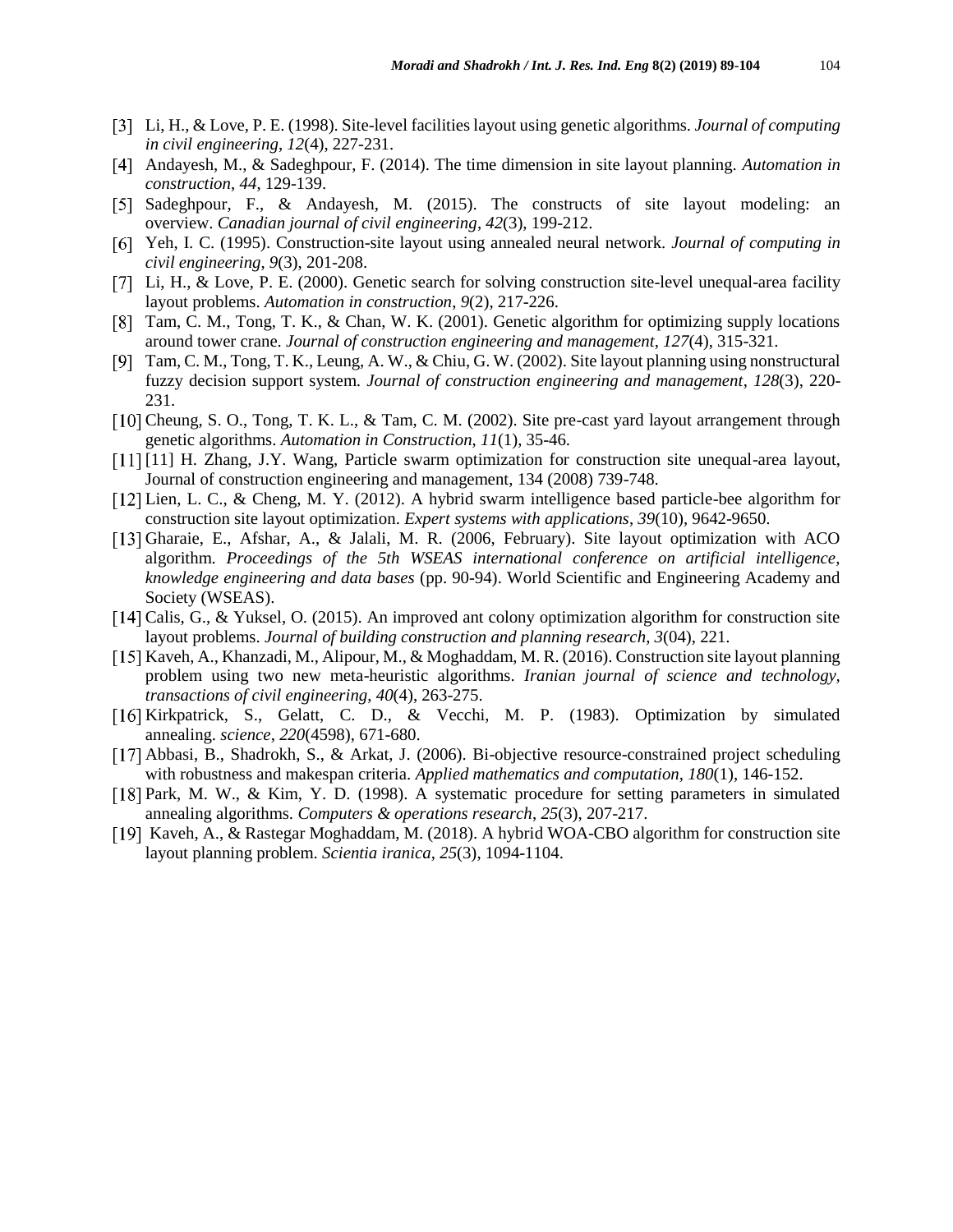[3] Li, H., & Love, P. E. (1998). Site-level facilities layout using genetic algorithms. *Journal of computing in civil engineering*, *12*(4), 227-231.

[4] Andayesh, M., & Sadeghpour, F. (2014). The time dimension in site layout planning. *Automation in construction*, *44*, 129-139.

[5] Sadeghpour, F., & Andayesh, M. (2015). The constructs of site layout modeling: an overview. *Canadian journal of civil engineering*, *42*(3), 199-212.

[6] Yeh, I. C. (1995). Construction-site layout using annealed neural network. *Journal of computing in civil engineering*, *9*(3), 201-208.

[7] Li, H., & Love, P. E. (2000). Genetic search for solving construction site-level unequal-area facility layout problems. *Automation in construction*, *9*(2), 217-226.

[8] Tam, C. M., Tong, T. K., & Chan, W. K. (2001). Genetic algorithm for optimizing supply locations around tower crane. *Journal of construction engineering and management*, *127*(4), 315-321.

[9] Tam, C. M., Tong, T. K., Leung, A. W., & Chiu, G. W. (2002). Site layout planning using nonstructural fuzzy decision support system. *Journal of construction engineering and management*, *128*(3), 220-231.

[10] Cheung, S. O., Tong, T. K. L., & Tam, C. M. (2002). Site pre-cast yard layout arrangement through genetic algorithms. *Automation in Construction*, *11*(1), 35-46.

[11] [11] H. Zhang, J.Y. Wang, Particle swarm optimization for construction site unequal-area layout, Journal of construction engineering and management, 134 (2008) 739-748.

[12] Lien, L. C., & Cheng, M. Y. (2012). A hybrid swarm intelligence based particle-bee algorithm for construction site layout optimization. *Expert systems with applications*, *39*(10), 9642-9650.

[13] Gharaie, E., Afshar, A., & Jalali, M. R. (2006, February). Site layout optimization with ACO algorithm. *Proceedings of the 5th WSEAS international conference on artificial intelligence, knowledge engineering and data bases* (pp. 90-94). World Scientific and Engineering Academy and Society (WSEAS).

[14] Calis, G., & Yuksel, O. (2015). An improved ant colony optimization algorithm for construction site layout problems. *Journal of building construction and planning research*, *3*(04), 221.

[15] Kaveh, A., Khanzadi, M., Alipour, M., & Moghaddam, M. R. (2016). Construction site layout planning problem using two new meta-heuristic algorithms. *Iranian journal of science and technology, transactions of civil engineering*, *40*(4), 263-275.

[16] Kirkpatrick, S., Gelatt, C. D., & Vecchi, M. P. (1983). Optimization by simulated annealing. *science*, *220*(4598), 671-680.

[17] Abbasi, B., Shadrokh, S., & Arkat, J. (2006). Bi-objective resource-constrained project scheduling with robustness and makespan criteria. *Applied mathematics and computation*, *180*(1), 146-152.

[18] Park, M. W., & Kim, Y. D. (1998). A systematic procedure for setting parameters in simulated annealing algorithms. *Computers & operations research*, *25*(3), 207-217.

[19] Kaveh, A., & Rastegar Moghaddam, M. (2018). A hybrid WOA-CBO algorithm for construction site layout planning problem. *Scientia iranica*, *25*(3), 1094-1104.